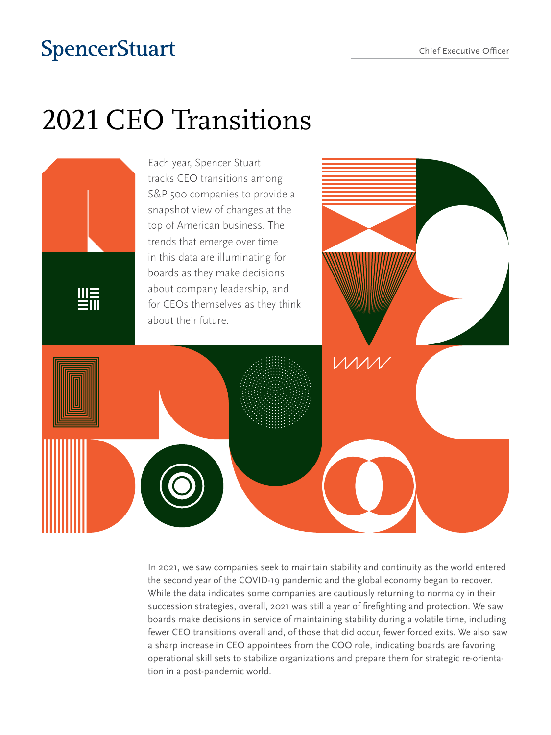SpencerStuart

Chief Executive Officer

# 2021 CEO Transitions

Each year, Spencer Stuart tracks CEO transitions among S&P 500 companies to provide a snapshot view of changes at the top of American business. The trends that emerge over time in this data are illuminating for boards as they make decisions about company leadership, and for CEOs themselves as they think about their future.

In 2021, we saw companies seek to maintain stability and continuity as the world entered the second year of the COVID-19 pandemic and the global economy began to recover. While the data indicates some companies are cautiously returning to normalcy in their succession strategies, overall, 2021 was still a year of firefighting and protection. We saw boards make decisions in service of maintaining stability during a volatile time, including fewer CEO transitions overall and, of those that did occur, fewer forced exits. We also saw a sharp increase in CEO appointees from the COO role, indicating boards are favoring operational skill sets to stabilize organizations and prepare them for strategic re-orientation in a post-pandemic world.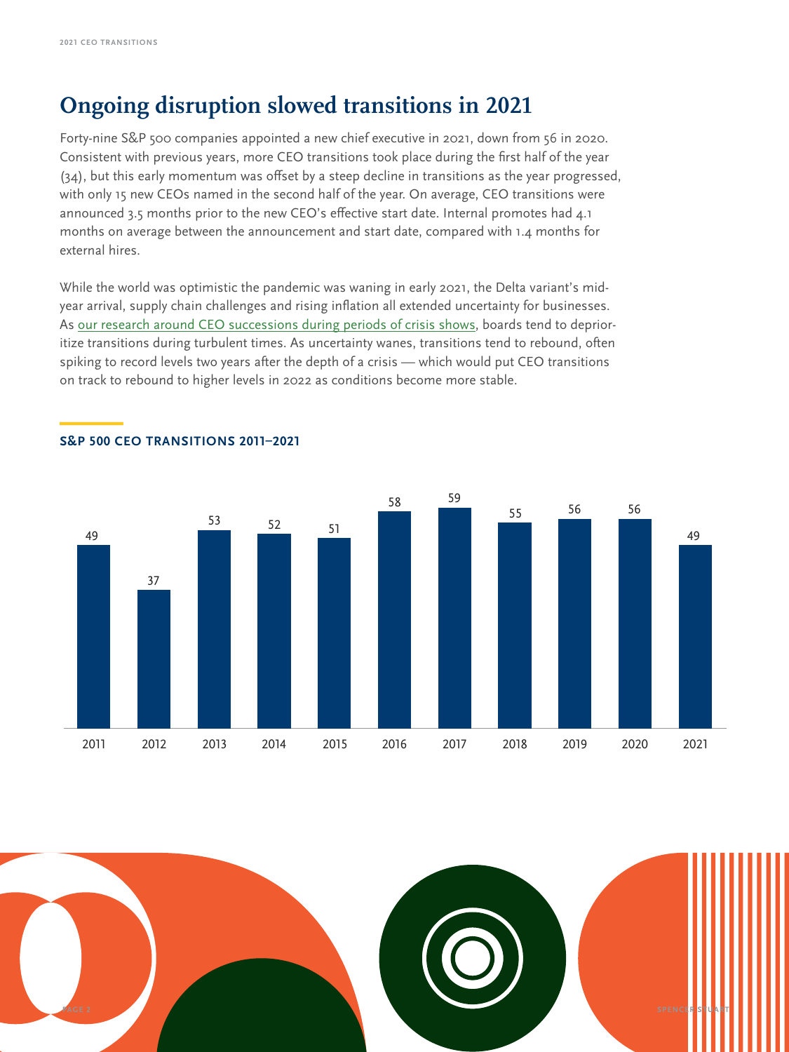# Ongoing disruption slowed transitions in 2021

Forty-nine S&P 500 companies appointed a new chief executive in 2021, down from 56 in 2020. Consistent with previous years, more CEO transitions took place during the first half of the year (34), but this early momentum was offset by a steep decline in transitions as the year progressed, with only 15 new CEOs named in the second half of the year. On average, CEO transitions were announced 3.5 months prior to the new CEO's effective start date. Internal promotes had 4.1 months on average between the announcement and start date, compared with 1.4 months for external hires.

While the world was optimistic the pandemic was waning in early 2021, the Delta variant's mid-year arrival, supply chain challenges and rising inflation all extended uncertainty for businesses. As our research around CEO successions during periods of crisis shows, boards tend to deprioritize transitions during turbulent times. As uncertainty wanes, transitions tend to rebound, often spiking to record levels two years after the depth of a crisis — which would put CEO transitions on track to rebound to higher levels in 2022 as conditions become more stable.

**S&P 500 CEO TRANSITIONS 2011–2021**

| Year | 2011 | 2012 | 2013 | 2014 | 2015 | 2016 | 2017 | 2018 | 2019 | 2020 | 2021 |
|---|---|---|---|---|---|---|---|---|---|---|---|
| Transitions | 49 | 37 | 53 | 52 | 51 | 58 | 59 | 55 | 56 | 56 | 49 |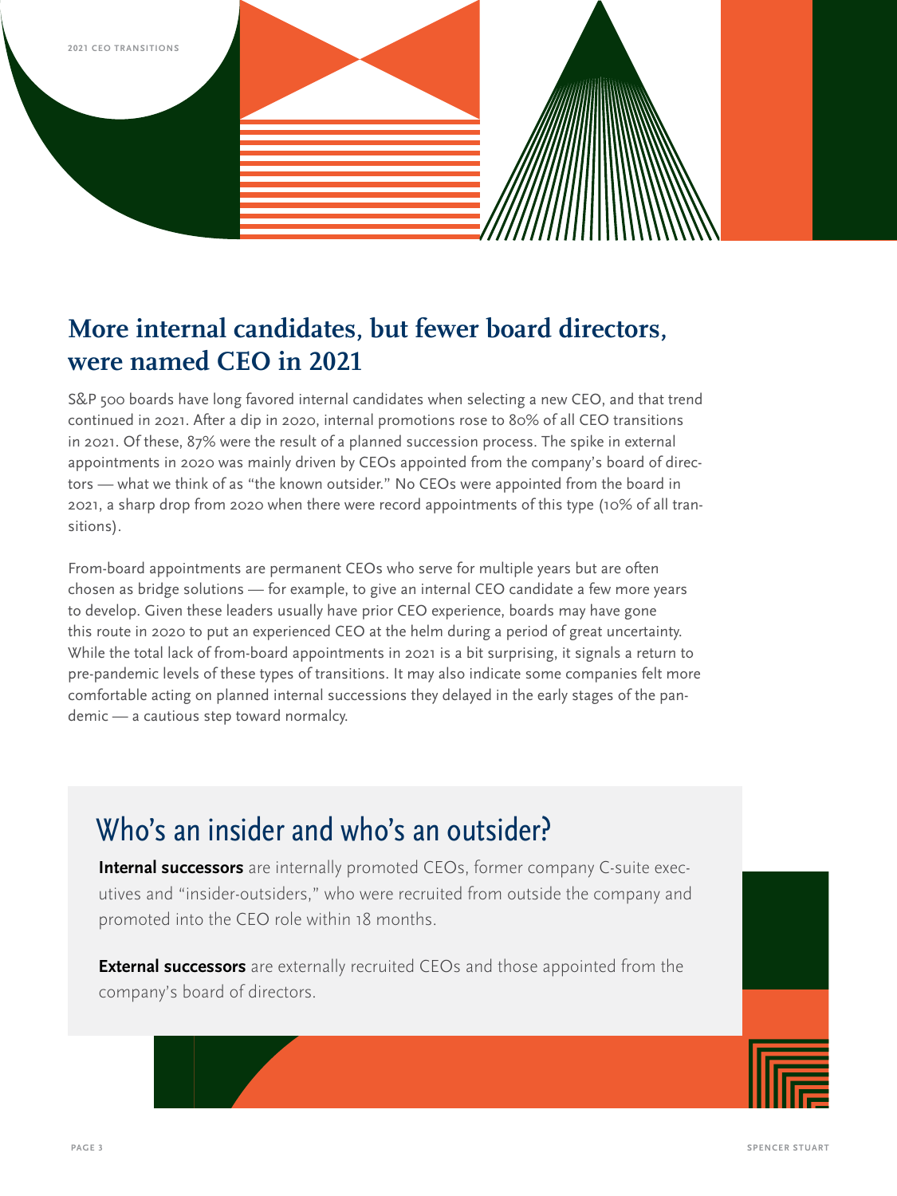## More internal candidates, but fewer board directors, were named CEO in 2021

S&P 500 boards have long favored internal candidates when selecting a new CEO, and that trend continued in 2021. After a dip in 2020, internal promotions rose to 80% of all CEO transitions in 2021. Of these, 87% were the result of a planned succession process. The spike in external appointments in 2020 was mainly driven by CEOs appointed from the company's board of directors — what we think of as "the known outsider." No CEOs were appointed from the board in 2021, a sharp drop from 2020 when there were record appointments of this type (10% of all transitions).

From-board appointments are permanent CEOs who serve for multiple years but are often chosen as bridge solutions — for example, to give an internal CEO candidate a few more years to develop. Given these leaders usually have prior CEO experience, boards may have gone this route in 2020 to put an experienced CEO at the helm during a period of great uncertainty. While the total lack of from-board appointments in 2021 is a bit surprising, it signals a return to pre-pandemic levels of these types of transitions. It may also indicate some companies felt more comfortable acting on planned internal successions they delayed in the early stages of the pandemic — a cautious step toward normalcy.

### Who's an insider and who's an outsider?

**Internal successors** are internally promoted CEOs, former company C-suite executives and "insider-outsiders," who were recruited from outside the company and promoted into the CEO role within 18 months.

**External successors** are externally recruited CEOs and those appointed from the company's board of directors.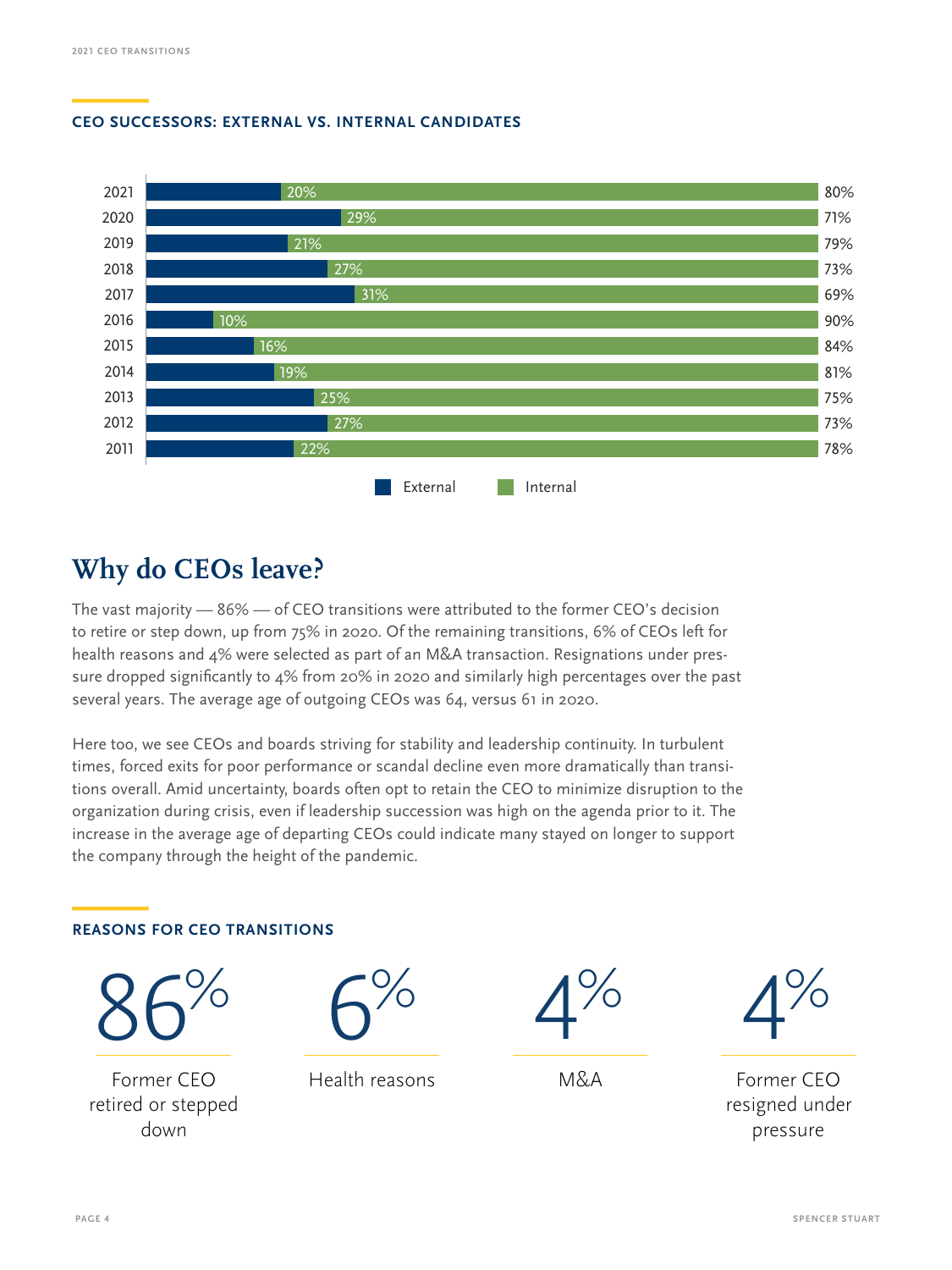## CEO SUCCESSORS: EXTERNAL VS. INTERNAL CANDIDATES

| Year | External | Internal |
| --- | --- | --- |
| 2021 | 20% | 80% |
| 2020 | 29% | 71% |
| 2019 | 21% | 79% |
| 2018 | 27% | 73% |
| 2017 | 31% | 69% |
| 2016 | 10% | 90% |
| 2015 | 16% | 84% |
| 2014 | 19% | 81% |
| 2013 | 25% | 75% |
| 2012 | 27% | 73% |
| 2011 | 22% | 78% |

# Why do CEOs leave?

The vast majority — 86% — of CEO transitions were attributed to the former CEO's decision to retire or step down, up from 75% in 2020. Of the remaining transitions, 6% of CEOs left for health reasons and 4% were selected as part of an M&A transaction. Resignations under pressure dropped significantly to 4% from 20% in 2020 and similarly high percentages over the past several years. The average age of outgoing CEOs was 64, versus 61 in 2020.

Here too, we see CEOs and boards striving for stability and leadership continuity. In turbulent times, forced exits for poor performance or scandal decline even more dramatically than transitions overall. Amid uncertainty, boards often opt to retain the CEO to minimize disruption to the organization during crisis, even if leadership succession was high on the agenda prior to it. The increase in the average age of departing CEOs could indicate many stayed on longer to support the company through the height of the pandemic.

## REASONS FOR CEO TRANSITIONS

| 86% | 6% | 4% | 4% |
| --- | --- | --- | --- |
| Former CEO retired or stepped down | Health reasons | M&A | Former CEO resigned under pressure |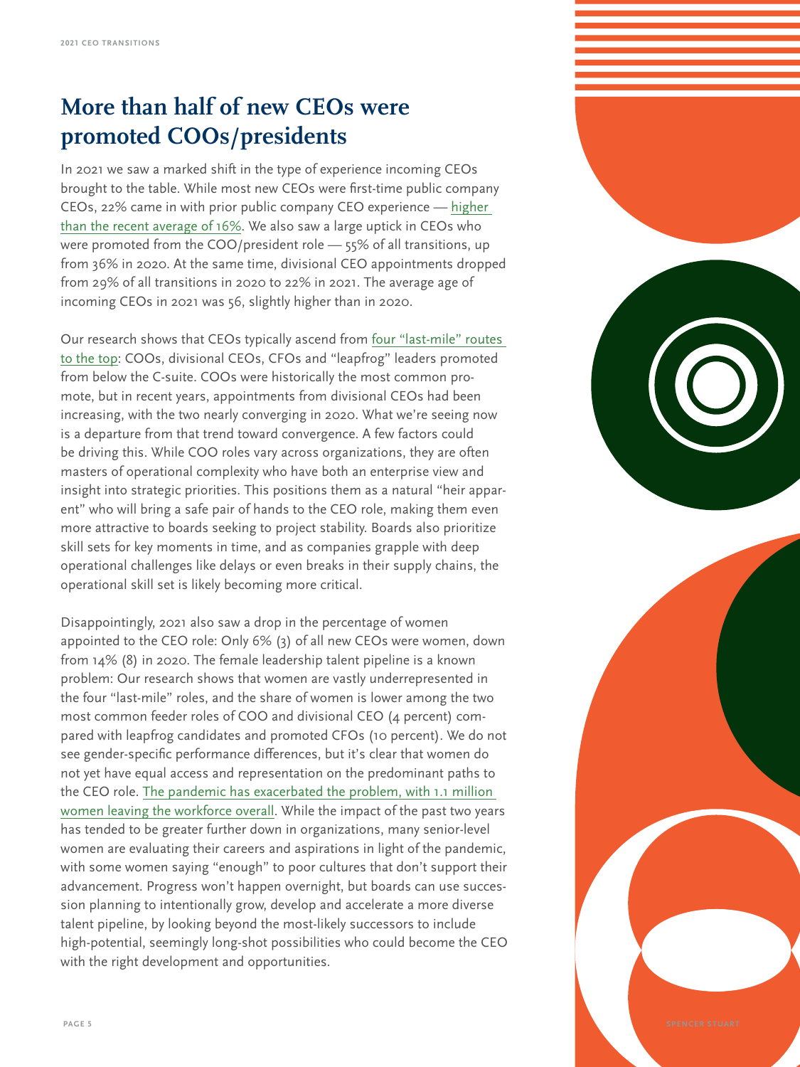# More than half of new CEOs were promoted COOs/presidents

In 2021 we saw a marked shift in the type of experience incoming CEOs brought to the table. While most new CEOs were first-time public company CEOs, 22% came in with prior public company CEO experience — higher than the recent average of 16%. We also saw a large uptick in CEOs who were promoted from the COO/president role — 55% of all transitions, up from 36% in 2020. At the same time, divisional CEO appointments dropped from 29% of all transitions in 2020 to 22% in 2021. The average age of incoming CEOs in 2021 was 56, slightly higher than in 2020.

Our research shows that CEOs typically ascend from four "last-mile" routes to the top: COOs, divisional CEOs, CFOs and "leapfrog" leaders promoted from below the C-suite. COOs were historically the most common promote, but in recent years, appointments from divisional CEOs had been increasing, with the two nearly converging in 2020. What we're seeing now is a departure from that trend toward convergence. A few factors could be driving this. While COO roles vary across organizations, they are often masters of operational complexity who have both an enterprise view and insight into strategic priorities. This positions them as a natural "heir apparent" who will bring a safe pair of hands to the CEO role, making them even more attractive to boards seeking to project stability. Boards also prioritize skill sets for key moments in time, and as companies grapple with deep operational challenges like delays or even breaks in their supply chains, the operational skill set is likely becoming more critical.

Disappointingly, 2021 also saw a drop in the percentage of women appointed to the CEO role: Only 6% (3) of all new CEOs were women, down from 14% (8) in 2020. The female leadership talent pipeline is a known problem: Our research shows that women are vastly underrepresented in the four "last-mile" roles, and the share of women is lower among the two most common feeder roles of COO and divisional CEO (4 percent) compared with leapfrog candidates and promoted CFOs (10 percent). We do not see gender-specific performance differences, but it's clear that women do not yet have equal access and representation on the predominant paths to the CEO role. The pandemic has exacerbated the problem, with 1.1 million women leaving the workforce overall. While the impact of the past two years has tended to be greater further down in organizations, many senior-level women are evaluating their careers and aspirations in light of the pandemic, with some women saying "enough" to poor cultures that don't support their advancement. Progress won't happen overnight, but boards can use succession planning to intentionally grow, develop and accelerate a more diverse talent pipeline, by looking beyond the most-likely successors to include high-potential, seemingly long-shot possibilities who could become the CEO with the right development and opportunities.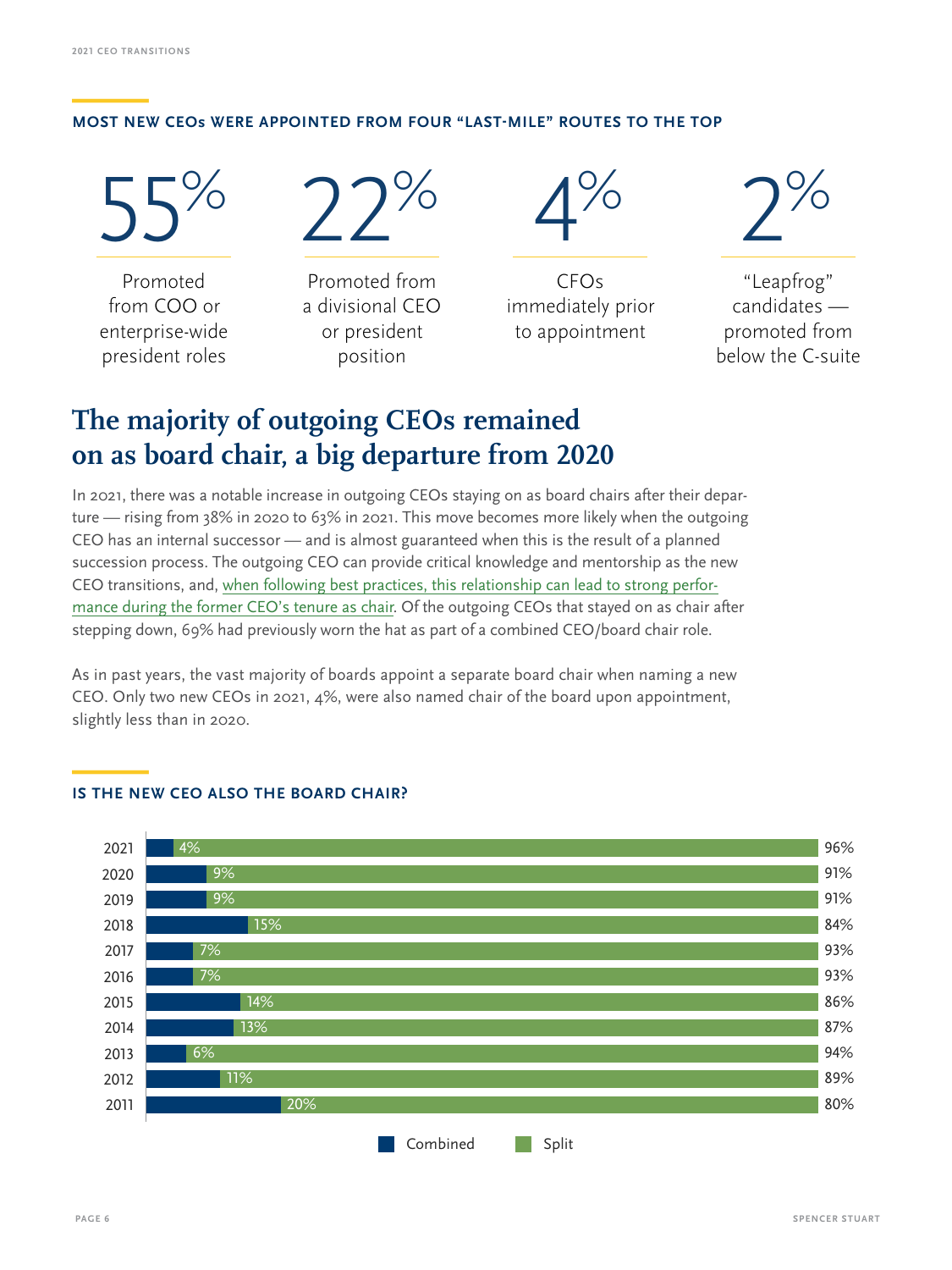### MOST NEW CEOs WERE APPOINTED FROM FOUR "LAST-MILE" ROUTES TO THE TOP

| 55% | 22% | 4% | 2% |
|---|---|---|---|
| Promoted from COO or enterprise-wide president roles | Promoted from a divisional CEO or president position | CFOs immediately prior to appointment | "Leapfrog" candidates — promoted from below the C-suite |

## The majority of outgoing CEOs remained on as board chair, a big departure from 2020

In 2021, there was a notable increase in outgoing CEOs staying on as board chairs after their departure — rising from 38% in 2020 to 63% in 2021. This move becomes more likely when the outgoing CEO has an internal successor — and is almost guaranteed when this is the result of a planned succession process. The outgoing CEO can provide critical knowledge and mentorship as the new CEO transitions, and, when following best practices, this relationship can lead to strong performance during the former CEO's tenure as chair. Of the outgoing CEOs that stayed on as chair after stepping down, 69% had previously worn the hat as part of a combined CEO/board chair role.

As in past years, the vast majority of boards appoint a separate board chair when naming a new CEO. Only two new CEOs in 2021, 4%, were also named chair of the board upon appointment, slightly less than in 2020.

### IS THE NEW CEO ALSO THE BOARD CHAIR?

| Year | Combined | Split |
|---|---|---|
| 2021 | 4% | 96% |
| 2020 | 9% | 91% |
| 2019 | 9% | 91% |
| 2018 | 15% | 84% |
| 2017 | 7% | 93% |
| 2016 | 7% | 93% |
| 2015 | 14% | 86% |
| 2014 | 13% | 87% |
| 2013 | 6% | 94% |
| 2012 | 11% | 89% |
| 2011 | 20% | 80% |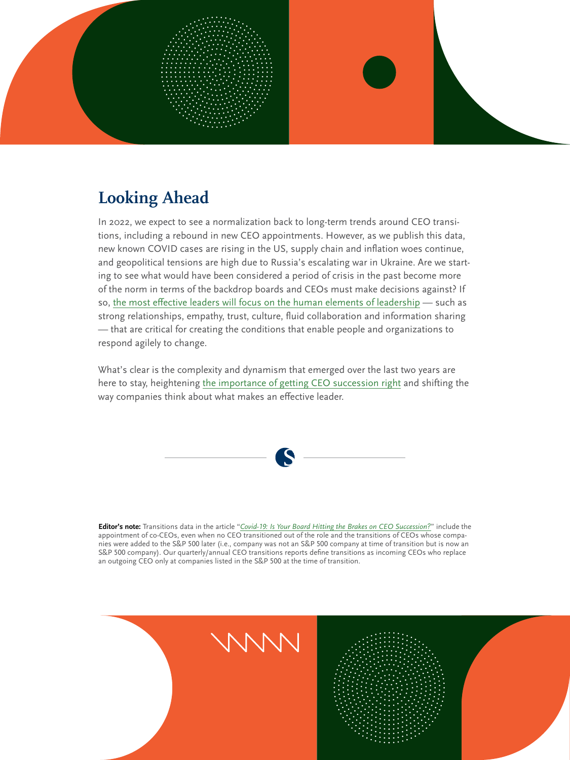## Looking Ahead

In 2022, we expect to see a normalization back to long-term trends around CEO transitions, including a rebound in new CEO appointments. However, as we publish this data, new known COVID cases are rising in the US, supply chain and inflation woes continue, and geopolitical tensions are high due to Russia's escalating war in Ukraine. Are we starting to see what would have been considered a period of crisis in the past become more of the norm in terms of the backdrop boards and CEOs must make decisions against? If so, the most effective leaders will focus on the human elements of leadership — such as strong relationships, empathy, trust, culture, fluid collaboration and information sharing — that are critical for creating the conditions that enable people and organizations to respond agilely to change.

What's clear is the complexity and dynamism that emerged over the last two years are here to stay, heightening the importance of getting CEO succession right and shifting the way companies think about what makes an effective leader.

**Editor's note:** Transitions data in the article "*Covid-19: Is Your Board Hitting the Brakes on CEO Succession?*" include the appointment of co-CEOs, even when no CEO transitioned out of the role and the transitions of CEOs whose companies were added to the S&P 500 later (i.e., company was not an S&P 500 company at time of transition but is now an S&P 500 company). Our quarterly/annual CEO transitions reports define transitions as incoming CEOs who replace an outgoing CEO only at companies listed in the S&P 500 at the time of transition.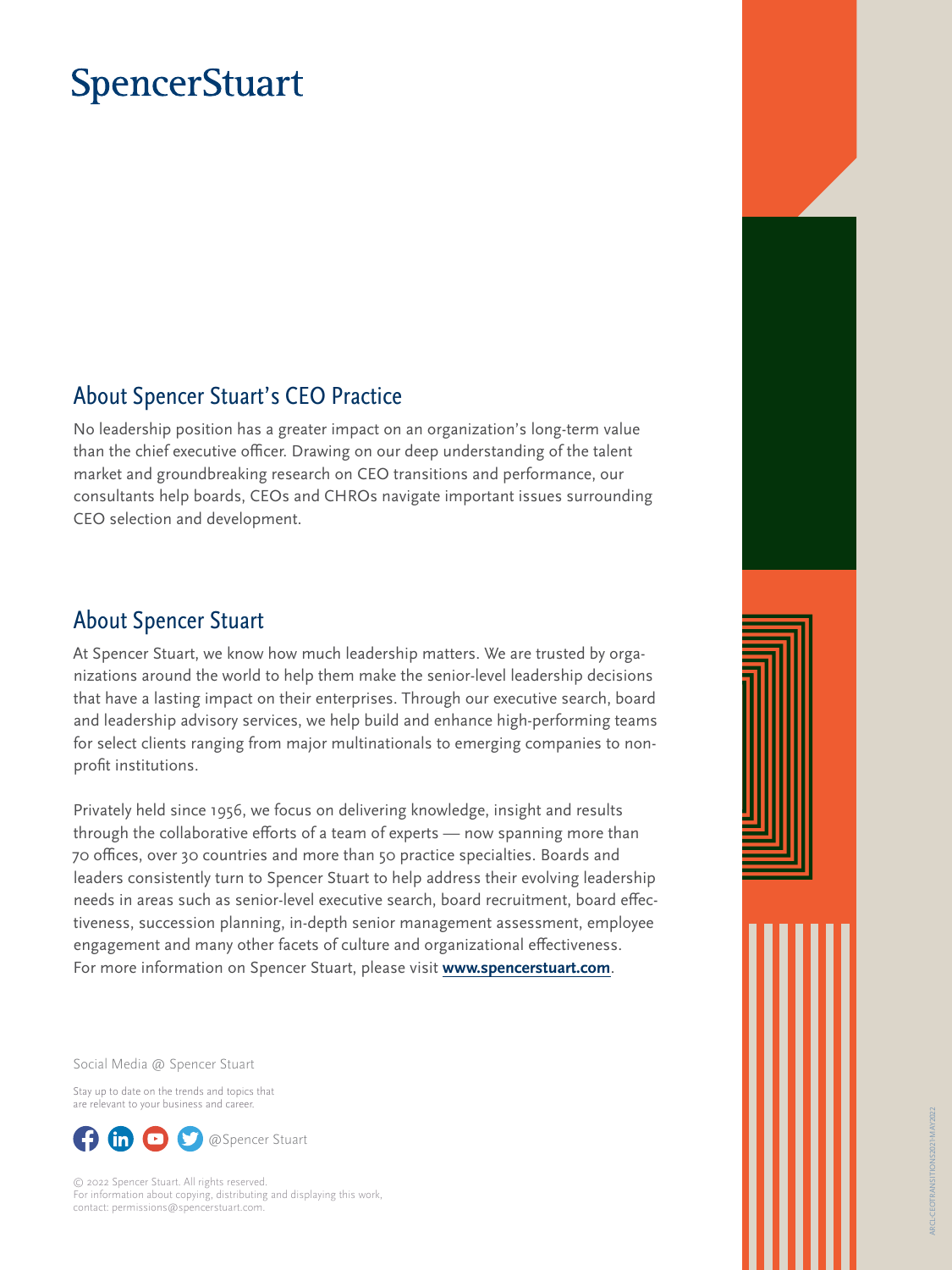# SpencerStuart

## About Spencer Stuart's CEO Practice

No leadership position has a greater impact on an organization's long-term value than the chief executive officer. Drawing on our deep understanding of the talent market and groundbreaking research on CEO transitions and performance, our consultants help boards, CEOs and CHROs navigate important issues surrounding CEO selection and development.

## About Spencer Stuart

At Spencer Stuart, we know how much leadership matters. We are trusted by organizations around the world to help them make the senior-level leadership decisions that have a lasting impact on their enterprises. Through our executive search, board and leadership advisory services, we help build and enhance high-performing teams for select clients ranging from major multinationals to emerging companies to nonprofit institutions.

Privately held since 1956, we focus on delivering knowledge, insight and results through the collaborative efforts of a team of experts — now spanning more than 70 offices, over 30 countries and more than 50 practice specialties. Boards and leaders consistently turn to Spencer Stuart to help address their evolving leadership needs in areas such as senior-level executive search, board recruitment, board effectiveness, succession planning, in-depth senior management assessment, employee engagement and many other facets of culture and organizational effectiveness. For more information on Spencer Stuart, please visit **www.spencerstuart.com**.

Social Media @ Spencer Stuart

Stay up to date on the trends and topics that are relevant to your business and career.

@Spencer Stuart

© 2022 Spencer Stuart. All rights reserved.
For information about copying, distributing and displaying this work, contact: permissions@spencerstuart.com.

ARCI-CEOTRANSITIONS2021-MAY2022